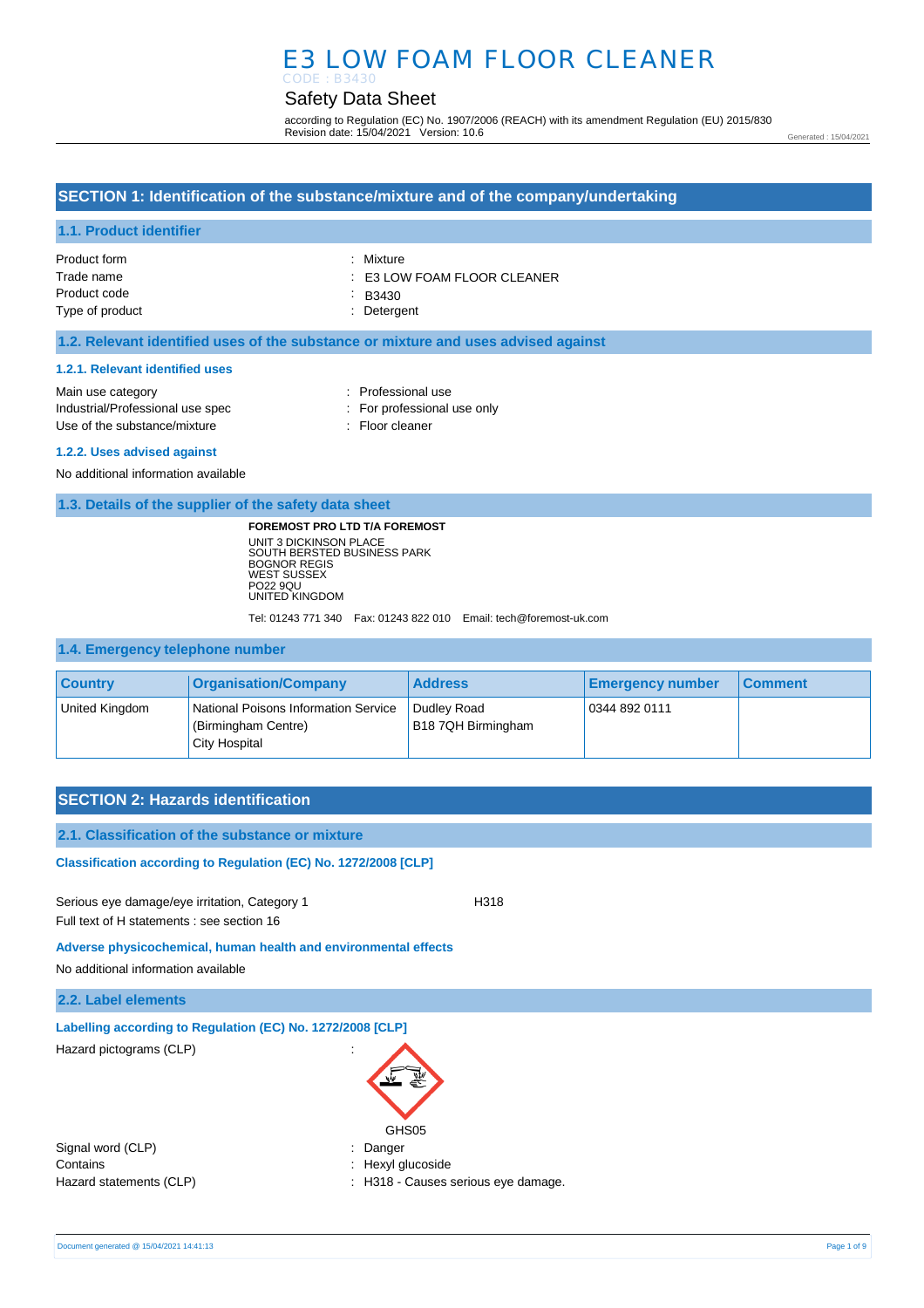# E3 LOW FOAM FLOOR CLEANER

CODE : B3430

## Safety Data Sheet

according to Regulation (EC) No. 1907/2006 (REACH) with its amendment Regulation (EU) 2015/830
Revision date: 15/04/2021 Version: 10.6

Generated : 15/04/2021

## SECTION 1: Identification of the substance/mixture and of the company/undertaking

### 1.1. Product identifier

Product form : Mixture
Trade name : E3 LOW FOAM FLOOR CLEANER
Product code : B3430
Type of product : Detergent

### 1.2. Relevant identified uses of the substance or mixture and uses advised against

#### 1.2.1. Relevant identified uses

Main use category : Professional use
Industrial/Professional use spec : For professional use only
Use of the substance/mixture : Floor cleaner

#### 1.2.2. Uses advised against

No additional information available

### 1.3. Details of the supplier of the safety data sheet

**FOREMOST PRO LTD T/A FOREMOST**
UNIT 3 DICKINSON PLACE
SOUTH BERSTED BUSINESS PARK
BOGNOR REGIS
WEST SUSSEX
PO22 9QU
UNITED KINGDOM

Tel: 01243 771 340 Fax: 01243 822 010 Email: tech@foremost-uk.com

### 1.4. Emergency telephone number

| Country | Organisation/Company | Address | Emergency number | Comment |
|---|---|---|---|---|
| United Kingdom | National Poisons Information Service (Birmingham Centre) City Hospital | Dudley Road B18 7QH Birmingham | 0344 892 0111 | |

## SECTION 2: Hazards identification

### 2.1. Classification of the substance or mixture

**Classification according to Regulation (EC) No. 1272/2008 [CLP]**

Serious eye damage/eye irritation, Category 1 H318

Full text of H statements : see section 16

**Adverse physicochemical, human health and environmental effects**

No additional information available

### 2.2. Label elements

**Labelling according to Regulation (EC) No. 1272/2008 [CLP]**

Hazard pictograms (CLP) :

GHS05

Signal word (CLP) : Danger
Contains : Hexyl glucoside
Hazard statements (CLP) : H318 - Causes serious eye damage.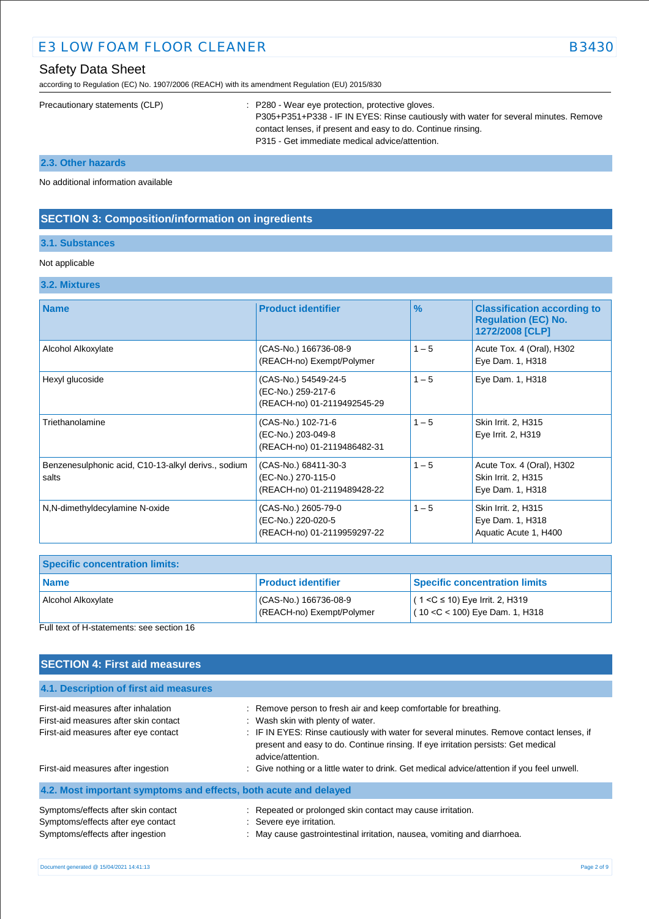Precautionary statements (CLP) : P280 - Wear eye protection, protective gloves.
P305+P351+P338 - IF IN EYES: Rinse cautiously with water for several minutes. Remove contact lenses, if present and easy to do. Continue rinsing.
P315 - Get immediate medical advice/attention.

### 2.3. Other hazards

No additional information available

## SECTION 3: Composition/information on ingredients

### 3.1. Substances

Not applicable

### 3.2. Mixtures

| Name | Product identifier | % | Classification according to Regulation (EC) No. 1272/2008 [CLP] |
|---|---|---|---|
| Alcohol Alkoxylate | (CAS-No.) 166736-08-9<br>(REACH-no) Exempt/Polymer | 1 – 5 | Acute Tox. 4 (Oral), H302<br>Eye Dam. 1, H318 |
| Hexyl glucoside | (CAS-No.) 54549-24-5<br>(EC-No.) 259-217-6<br>(REACH-no) 01-2119492545-29 | 1 – 5 | Eye Dam. 1, H318 |
| Triethanolamine | (CAS-No.) 102-71-6<br>(EC-No.) 203-049-8<br>(REACH-no) 01-2119486482-31 | 1 – 5 | Skin Irrit. 2, H315<br>Eye Irrit. 2, H319 |
| Benzenesulphonic acid, C10-13-alkyl derivs., sodium salts | (CAS-No.) 68411-30-3<br>(EC-No.) 270-115-0<br>(REACH-no) 01-2119489428-22 | 1 – 5 | Acute Tox. 4 (Oral), H302<br>Skin Irrit. 2, H315<br>Eye Dam. 1, H318 |
| N,N-dimethyldecylamine N-oxide | (CAS-No.) 2605-79-0<br>(EC-No.) 220-020-5<br>(REACH-no) 01-2119959297-22 | 1 – 5 | Skin Irrit. 2, H315<br>Eye Dam. 1, H318<br>Aquatic Acute 1, H400 |

| Specific concentration limits: | | |
|---|---|---|
| **Name** | **Product identifier** | **Specific concentration limits** |
| Alcohol Alkoxylate | (CAS-No.) 166736-08-9<br>(REACH-no) Exempt/Polymer | ( 1 <C ≤ 10) Eye Irrit. 2, H319<br>( 10 <C < 100) Eye Dam. 1, H318 |

Full text of H-statements: see section 16

## SECTION 4: First aid measures

### 4.1. Description of first aid measures

First-aid measures after inhalation : Remove person to fresh air and keep comfortable for breathing.

First-aid measures after skin contact : Wash skin with plenty of water.

First-aid measures after eye contact : IF IN EYES: Rinse cautiously with water for several minutes. Remove contact lenses, if present and easy to do. Continue rinsing. If eye irritation persists: Get medical advice/attention.

First-aid measures after ingestion : Give nothing or a little water to drink. Get medical advice/attention if you feel unwell.

### 4.2. Most important symptoms and effects, both acute and delayed

Symptoms/effects after skin contact : Repeated or prolonged skin contact may cause irritation.

Symptoms/effects after eye contact : Severe eye irritation.

Symptoms/effects after ingestion : May cause gastrointestinal irritation, nausea, vomiting and diarrhoea.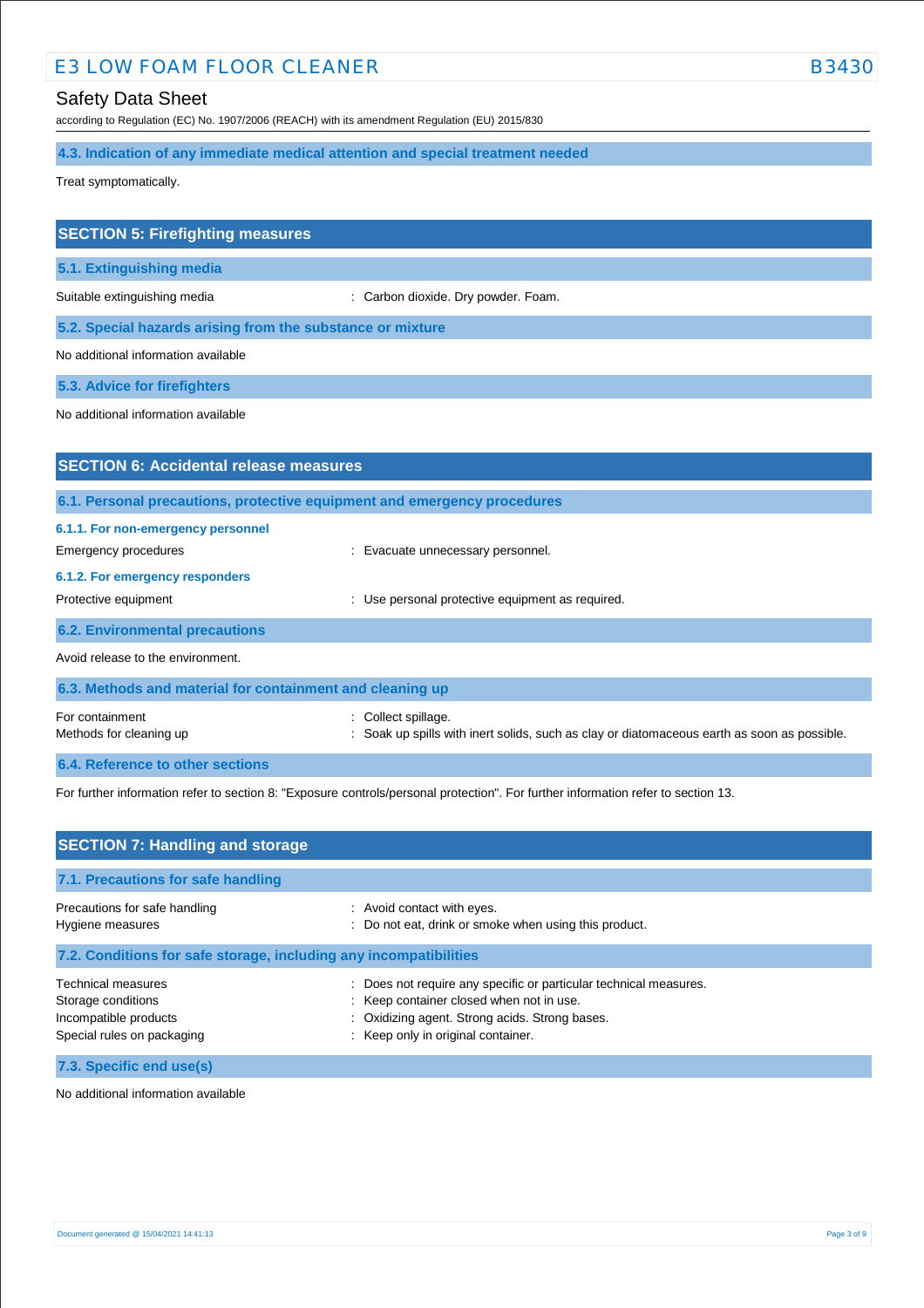### 4.3. Indication of any immediate medical attention and special treatment needed

Treat symptomatically.

## SECTION 5: Firefighting measures

### 5.1. Extinguishing media

Suitable extinguishing media : Carbon dioxide. Dry powder. Foam.

### 5.2. Special hazards arising from the substance or mixture

No additional information available

### 5.3. Advice for firefighters

No additional information available

## SECTION 6: Accidental release measures

### 6.1. Personal precautions, protective equipment and emergency procedures

#### 6.1.1. For non-emergency personnel

Emergency procedures : Evacuate unnecessary personnel.

#### 6.1.2. For emergency responders

Protective equipment : Use personal protective equipment as required.

### 6.2. Environmental precautions

Avoid release to the environment.

### 6.3. Methods and material for containment and cleaning up

For containment : Collect spillage.
Methods for cleaning up : Soak up spills with inert solids, such as clay or diatomaceous earth as soon as possible.

### 6.4. Reference to other sections

For further information refer to section 8: "Exposure controls/personal protection". For further information refer to section 13.

## SECTION 7: Handling and storage

### 7.1. Precautions for safe handling

Precautions for safe handling : Avoid contact with eyes.
Hygiene measures : Do not eat, drink or smoke when using this product.

### 7.2. Conditions for safe storage, including any incompatibilities

Technical measures : Does not require any specific or particular technical measures.
Storage conditions : Keep container closed when not in use.
Incompatible products : Oxidizing agent. Strong acids. Strong bases.
Special rules on packaging : Keep only in original container.

### 7.3. Specific end use(s)

No additional information available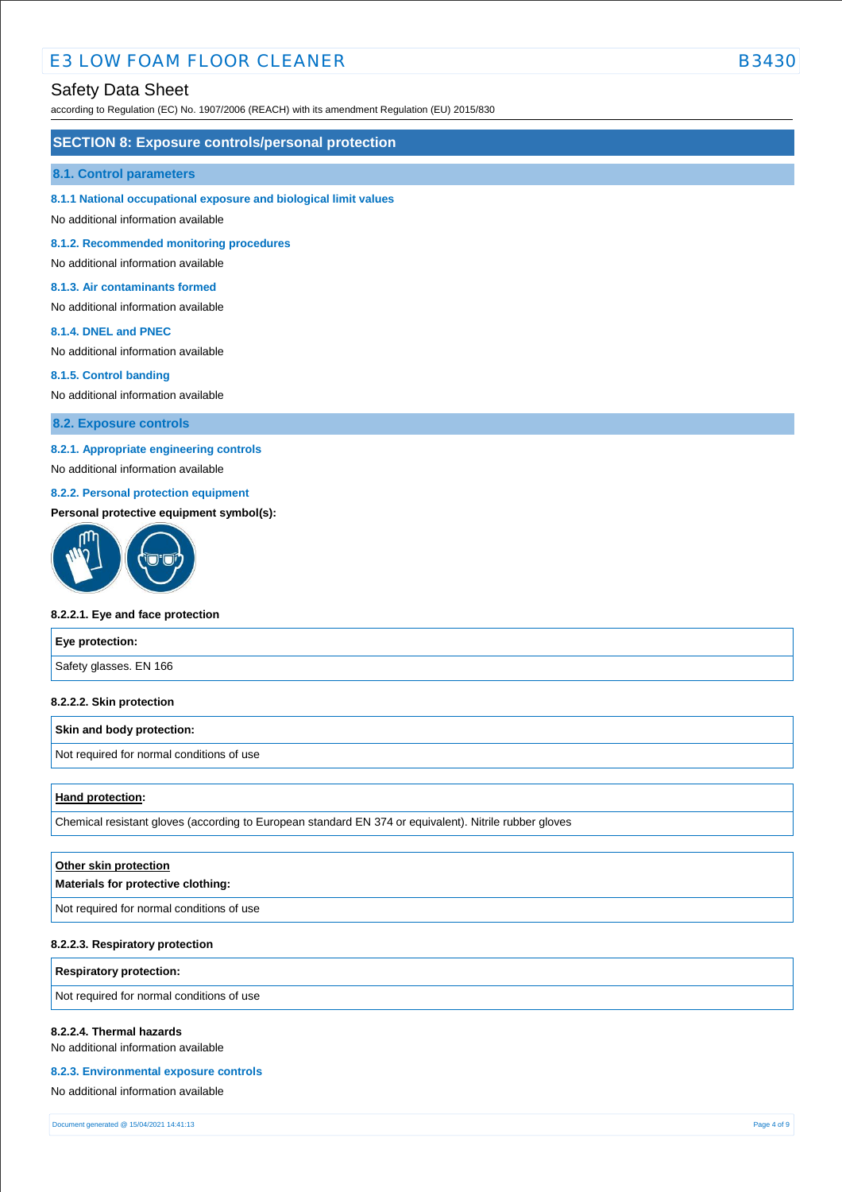## SECTION 8: Exposure controls/personal protection

### 8.1. Control parameters

#### 8.1.1 National occupational exposure and biological limit values

No additional information available

#### 8.1.2. Recommended monitoring procedures

No additional information available

#### 8.1.3. Air contaminants formed

No additional information available

#### 8.1.4. DNEL and PNEC

No additional information available

#### 8.1.5. Control banding

No additional information available

### 8.2. Exposure controls

#### 8.2.1. Appropriate engineering controls

No additional information available

#### 8.2.2. Personal protection equipment

**Personal protective equipment symbol(s):**

**8.2.2.1. Eye and face protection**

| Eye protection: |
|---|
| Safety glasses. EN 166 |

**8.2.2.2. Skin protection**

| Skin and body protection: |
|---|
| Not required for normal conditions of use |

| Hand protection: |
|---|
| Chemical resistant gloves (according to European standard EN 374 or equivalent). Nitrile rubber gloves |

| Other skin protection<br>Materials for protective clothing: |
|---|
| Not required for normal conditions of use |

**8.2.2.3. Respiratory protection**

| Respiratory protection: |
|---|
| Not required for normal conditions of use |

**8.2.2.4. Thermal hazards**

No additional information available

#### 8.2.3. Environmental exposure controls

No additional information available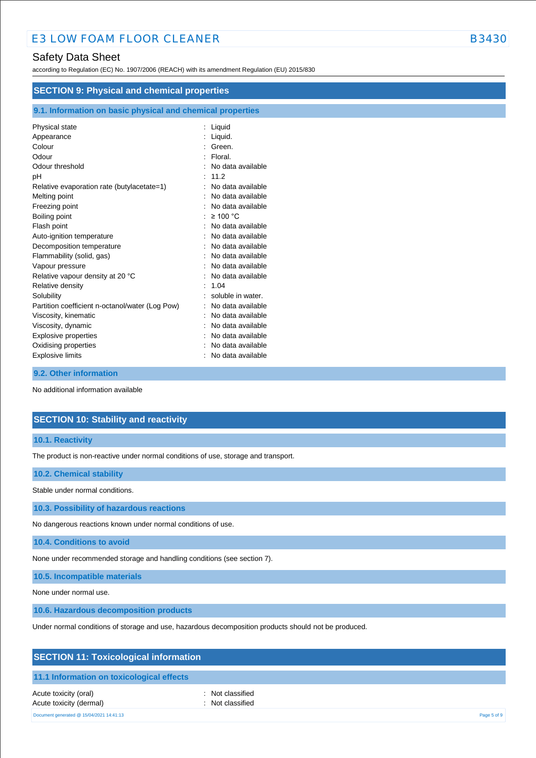## SECTION 9: Physical and chemical properties

### 9.1. Information on basic physical and chemical properties

| | | |
|---|---|---|
| Physical state | : | Liquid |
| Appearance | : | Liquid. |
| Colour | : | Green. |
| Odour | : | Floral. |
| Odour threshold | : | No data available |
| pH | : | 11.2 |
| Relative evaporation rate (butylacetate=1) | : | No data available |
| Melting point | : | No data available |
| Freezing point | : | No data available |
| Boiling point | : | ≥ 100 °C |
| Flash point | : | No data available |
| Auto-ignition temperature | : | No data available |
| Decomposition temperature | : | No data available |
| Flammability (solid, gas) | : | No data available |
| Vapour pressure | : | No data available |
| Relative vapour density at 20 °C | : | No data available |
| Relative density | : | 1.04 |
| Solubility | : | soluble in water. |
| Partition coefficient n-octanol/water (Log Pow) | : | No data available |
| Viscosity, kinematic | : | No data available |
| Viscosity, dynamic | : | No data available |
| Explosive properties | : | No data available |
| Oxidising properties | : | No data available |
| Explosive limits | : | No data available |

### 9.2. Other information

No additional information available

## SECTION 10: Stability and reactivity

### 10.1. Reactivity

The product is non-reactive under normal conditions of use, storage and transport.

### 10.2. Chemical stability

Stable under normal conditions.

### 10.3. Possibility of hazardous reactions

No dangerous reactions known under normal conditions of use.

### 10.4. Conditions to avoid

None under recommended storage and handling conditions (see section 7).

### 10.5. Incompatible materials

None under normal use.

### 10.6. Hazardous decomposition products

Under normal conditions of storage and use, hazardous decomposition products should not be produced.

## SECTION 11: Toxicological information

### 11.1 Information on toxicological effects

| | | |
|---|---|---|
| Acute toxicity (oral) | : | Not classified |
| Acute toxicity (dermal) | : | Not classified |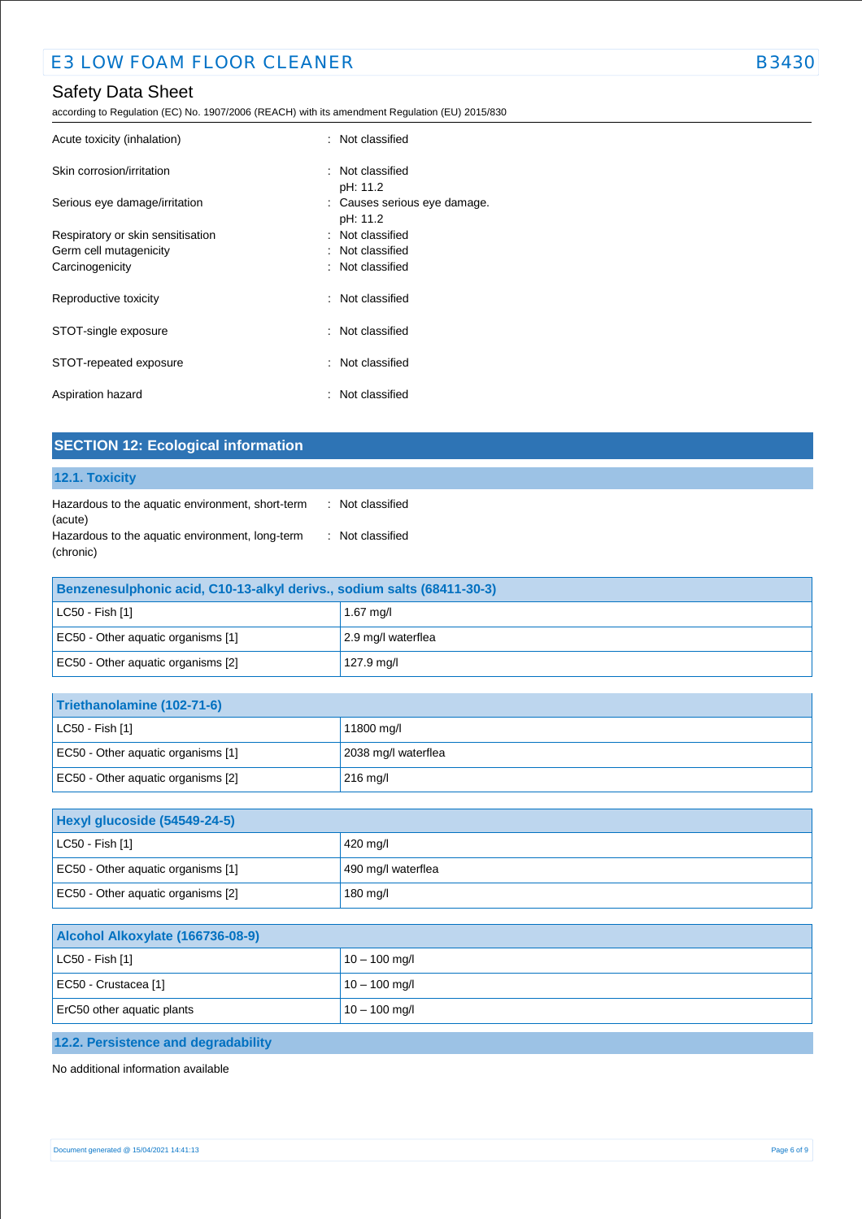| | |
|---|---|
| Acute toxicity (inhalation) | : Not classified |
| Skin corrosion/irritation | : Not classified<br>pH: 11.2 |
| Serious eye damage/irritation | : Causes serious eye damage.<br>pH: 11.2 |
| Respiratory or skin sensitisation | : Not classified |
| Germ cell mutagenicity | : Not classified |
| Carcinogenicity | : Not classified |
| Reproductive toxicity | : Not classified |
| STOT-single exposure | : Not classified |
| STOT-repeated exposure | : Not classified |
| Aspiration hazard | : Not classified |

## SECTION 12: Ecological information

### 12.1. Toxicity

| | |
|---|---|
| Hazardous to the aquatic environment, short-term (acute) | : Not classified |
| Hazardous to the aquatic environment, long-term (chronic) | : Not classified |

| Benzenesulphonic acid, C10-13-alkyl derivs., sodium salts (68411-30-3) | |
|---|---|
| LC50 - Fish [1] | 1.67 mg/l |
| EC50 - Other aquatic organisms [1] | 2.9 mg/l waterflea |
| EC50 - Other aquatic organisms [2] | 127.9 mg/l |

| Triethanolamine (102-71-6) | |
|---|---|
| LC50 - Fish [1] | 11800 mg/l |
| EC50 - Other aquatic organisms [1] | 2038 mg/l waterflea |
| EC50 - Other aquatic organisms [2] | 216 mg/l |

| Hexyl glucoside (54549-24-5) | |
|---|---|
| LC50 - Fish [1] | 420 mg/l |
| EC50 - Other aquatic organisms [1] | 490 mg/l waterflea |
| EC50 - Other aquatic organisms [2] | 180 mg/l |

| Alcohol Alkoxylate (166736-08-9) | |
|---|---|
| LC50 - Fish [1] | 10 – 100 mg/l |
| EC50 - Crustacea [1] | 10 – 100 mg/l |
| ErC50 other aquatic plants | 10 – 100 mg/l |

### 12.2. Persistence and degradability

No additional information available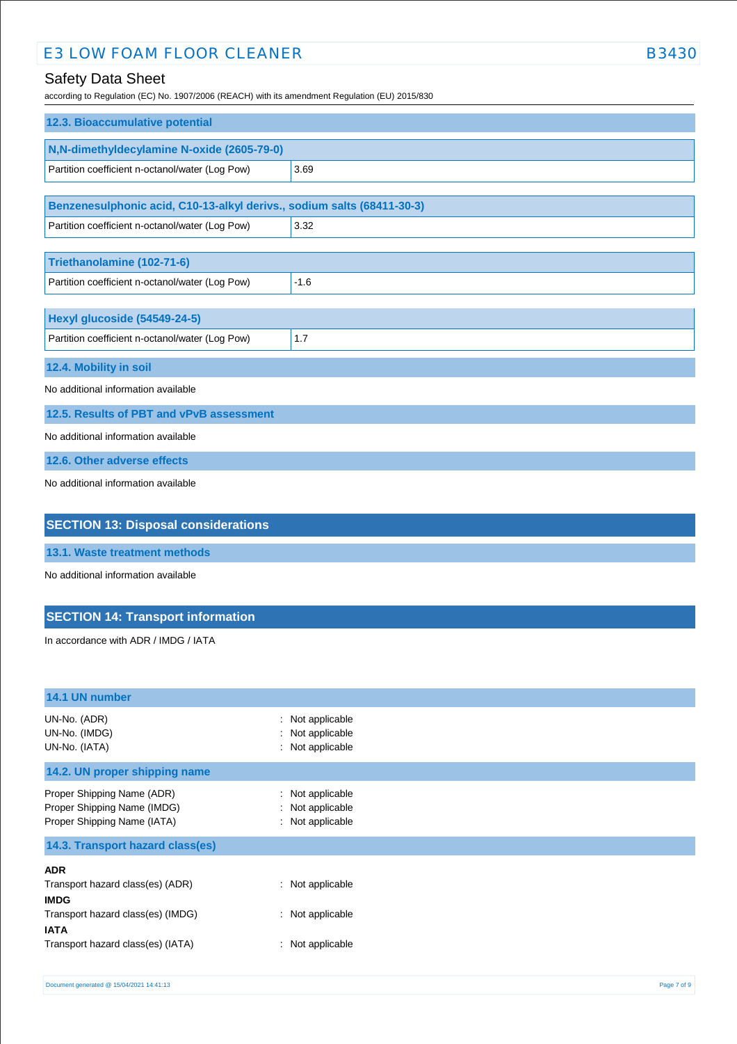### 12.3. Bioaccumulative potential

| N,N-dimethyldecylamine N-oxide (2605-79-0) | |
|---|---|
| Partition coefficient n-octanol/water (Log Pow) | 3.69 |

| Benzenesulphonic acid, C10-13-alkyl derivs., sodium salts (68411-30-3) | |
|---|---|
| Partition coefficient n-octanol/water (Log Pow) | 3.32 |

| Triethanolamine (102-71-6) | |
|---|---|
| Partition coefficient n-octanol/water (Log Pow) | -1.6 |

| Hexyl glucoside (54549-24-5) | |
|---|---|
| Partition coefficient n-octanol/water (Log Pow) | 1.7 |

### 12.4. Mobility in soil

No additional information available

### 12.5. Results of PBT and vPvB assessment

No additional information available

### 12.6. Other adverse effects

No additional information available

## SECTION 13: Disposal considerations

### 13.1. Waste treatment methods

No additional information available

## SECTION 14: Transport information

In accordance with ADR / IMDG / IATA

### 14.1 UN number

UN-No. (ADR) : Not applicable
UN-No. (IMDG) : Not applicable
UN-No. (IATA) : Not applicable

### 14.2. UN proper shipping name

Proper Shipping Name (ADR) : Not applicable
Proper Shipping Name (IMDG) : Not applicable
Proper Shipping Name (IATA) : Not applicable

### 14.3. Transport hazard class(es)

**ADR**
Transport hazard class(es) (ADR) : Not applicable
**IMDG**
Transport hazard class(es) (IMDG) : Not applicable
**IATA**
Transport hazard class(es) (IATA) : Not applicable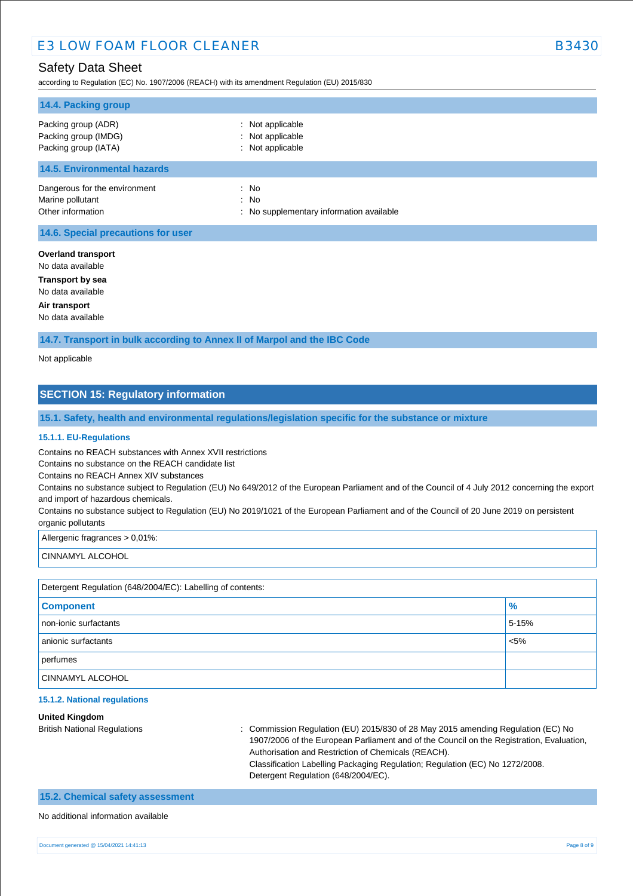### 14.4. Packing group

Packing group (ADR) : Not applicable
Packing group (IMDG) : Not applicable
Packing group (IATA) : Not applicable

### 14.5. Environmental hazards

Dangerous for the environment : No
Marine pollutant : No
Other information : No supplementary information available

### 14.6. Special precautions for user

**Overland transport**
No data available

**Transport by sea**
No data available

**Air transport**
No data available

### 14.7. Transport in bulk according to Annex II of Marpol and the IBC Code

Not applicable

## SECTION 15: Regulatory information

### 15.1. Safety, health and environmental regulations/legislation specific for the substance or mixture

#### 15.1.1. EU-Regulations

Contains no REACH substances with Annex XVII restrictions
Contains no substance on the REACH candidate list
Contains no REACH Annex XIV substances
Contains no substance subject to Regulation (EU) No 649/2012 of the European Parliament and of the Council of 4 July 2012 concerning the export and import of hazardous chemicals.
Contains no substance subject to Regulation (EU) No 2019/1021 of the European Parliament and of the Council of 20 June 2019 on persistent organic pollutants

| Allergenic fragrances > 0,01%: |
|---|
| CINNAMYL ALCOHOL |

Detergent Regulation (648/2004/EC): Labelling of contents:

| Component | % |
|---|---|
| non-ionic surfactants | 5-15% |
| anionic surfactants | <5% |
| perfumes | |
| CINNAMYL ALCOHOL | |

#### 15.1.2. National regulations

**United Kingdom**

British National Regulations : Commission Regulation (EU) 2015/830 of 28 May 2015 amending Regulation (EC) No 1907/2006 of the European Parliament and of the Council on the Registration, Evaluation, Authorisation and Restriction of Chemicals (REACH).
Classification Labelling Packaging Regulation; Regulation (EC) No 1272/2008.
Detergent Regulation (648/2004/EC).

### 15.2. Chemical safety assessment

No additional information available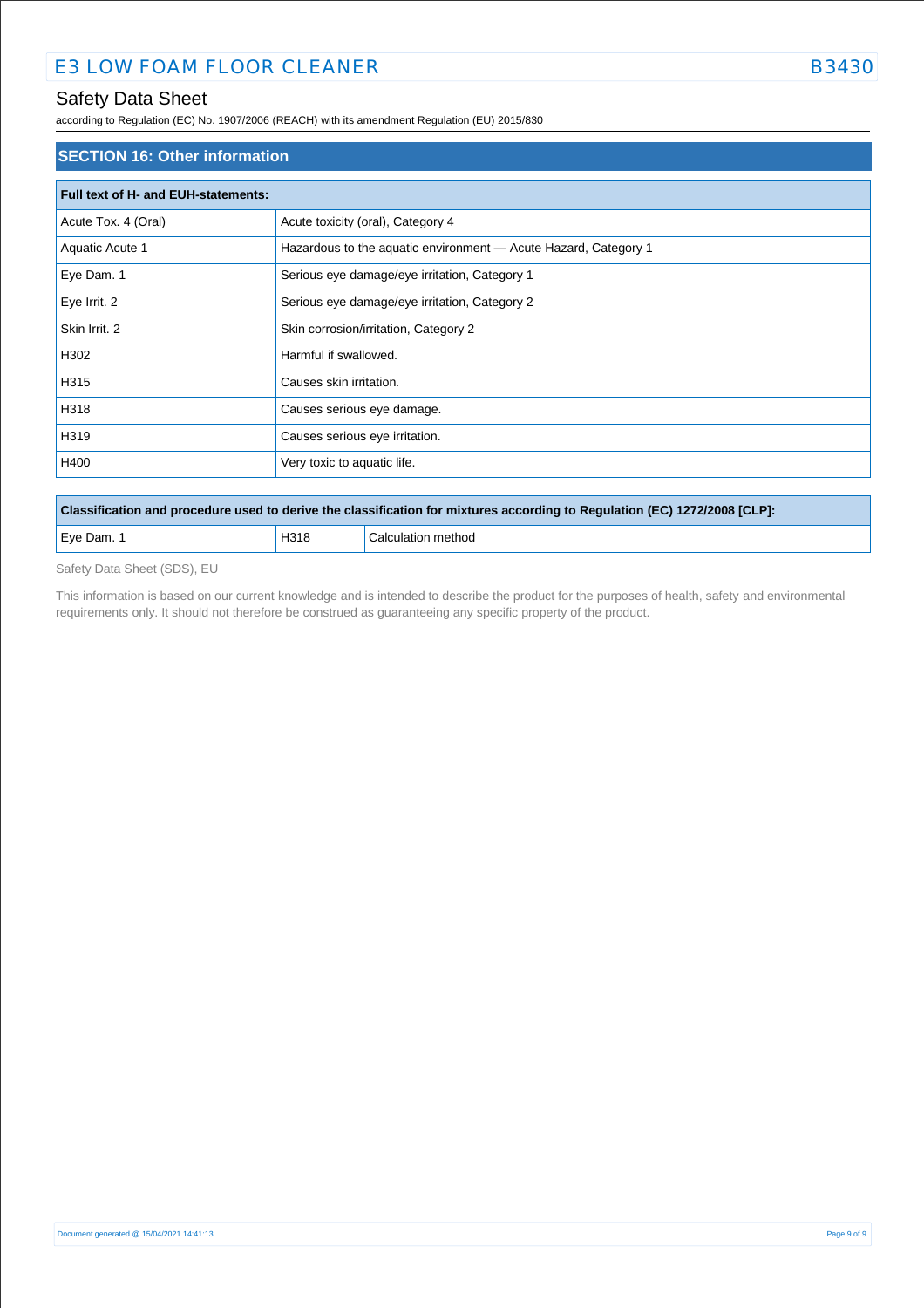## SECTION 16: Other information

| Full text of H- and EUH-statements: | |
|---|---|
| Acute Tox. 4 (Oral) | Acute toxicity (oral), Category 4 |
| Aquatic Acute 1 | Hazardous to the aquatic environment — Acute Hazard, Category 1 |
| Eye Dam. 1 | Serious eye damage/eye irritation, Category 1 |
| Eye Irrit. 2 | Serious eye damage/eye irritation, Category 2 |
| Skin Irrit. 2 | Skin corrosion/irritation, Category 2 |
| H302 | Harmful if swallowed. |
| H315 | Causes skin irritation. |
| H318 | Causes serious eye damage. |
| H319 | Causes serious eye irritation. |
| H400 | Very toxic to aquatic life. |

| Classification and procedure used to derive the classification for mixtures according to Regulation (EC) 1272/2008 [CLP]: | | |
|---|---|---|
| Eye Dam. 1 | H318 | Calculation method |

Safety Data Sheet (SDS), EU

This information is based on our current knowledge and is intended to describe the product for the purposes of health, safety and environmental requirements only. It should not therefore be construed as guaranteeing any specific property of the product.